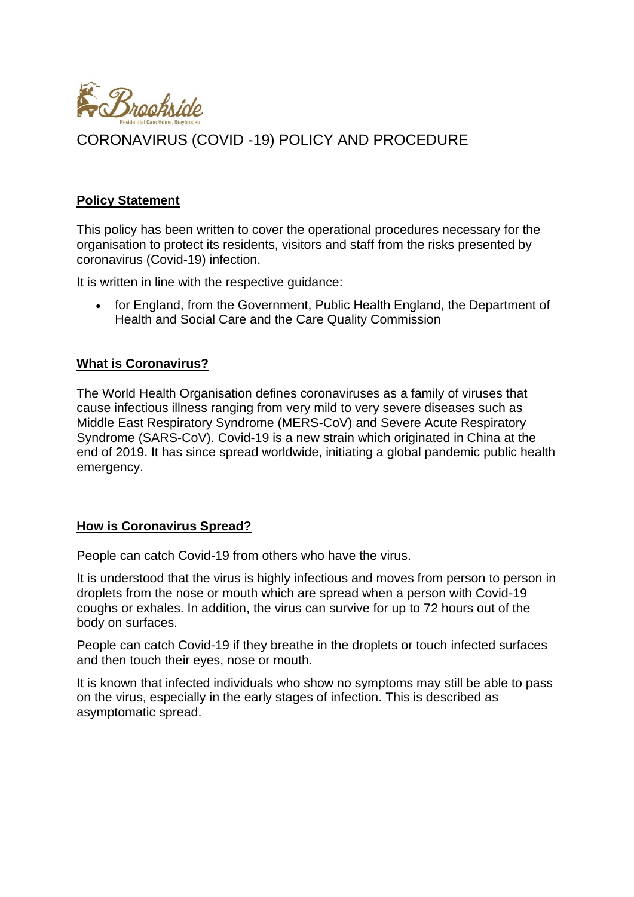Brookside

Residential Care Home, Braybrooke

# CORONAVIRUS (COVID -19) POLICY AND PROCEDURE

## Policy Statement

This policy has been written to cover the operational procedures necessary for the organisation to protect its residents, visitors and staff from the risks presented by coronavirus (Covid-19) infection.

It is written in line with the respective guidance:

- for England, from the Government, Public Health England, the Department of Health and Social Care and the Care Quality Commission

## What is Coronavirus?

The World Health Organisation defines coronaviruses as a family of viruses that cause infectious illness ranging from very mild to very severe diseases such as Middle East Respiratory Syndrome (MERS-CoV) and Severe Acute Respiratory Syndrome (SARS-CoV). Covid-19 is a new strain which originated in China at the end of 2019. It has since spread worldwide, initiating a global pandemic public health emergency.

## How is Coronavirus Spread?

People can catch Covid-19 from others who have the virus.

It is understood that the virus is highly infectious and moves from person to person in droplets from the nose or mouth which are spread when a person with Covid-19 coughs or exhales. In addition, the virus can survive for up to 72 hours out of the body on surfaces.

People can catch Covid-19 if they breathe in the droplets or touch infected surfaces and then touch their eyes, nose or mouth.

It is known that infected individuals who show no symptoms may still be able to pass on the virus, especially in the early stages of infection. This is described as asymptomatic spread.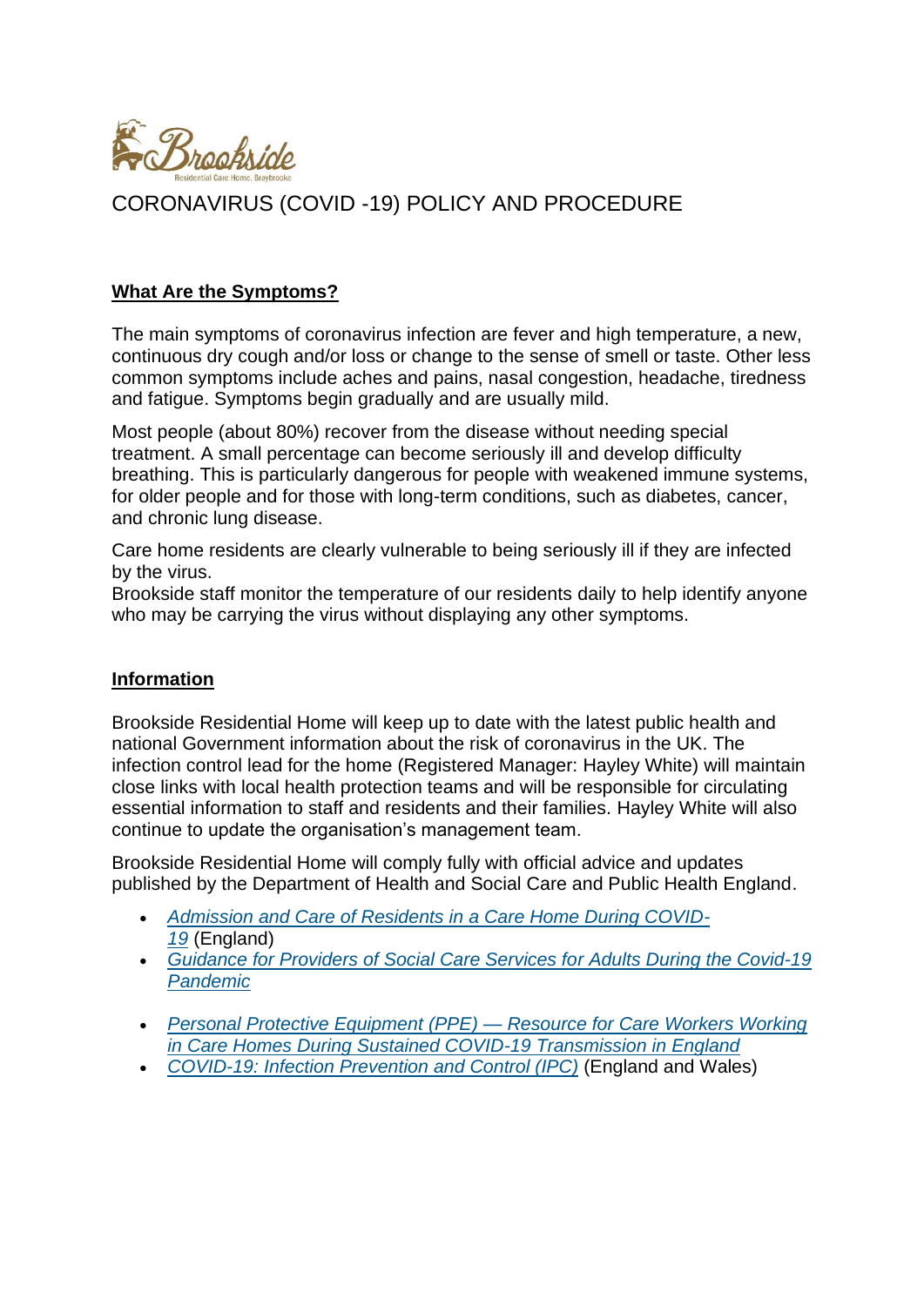# CORONAVIRUS (COVID -19) POLICY AND PROCEDURE

## What Are the Symptoms?

The main symptoms of coronavirus infection are fever and high temperature, a new, continuous dry cough and/or loss or change to the sense of smell or taste. Other less common symptoms include aches and pains, nasal congestion, headache, tiredness and fatigue. Symptoms begin gradually and are usually mild.

Most people (about 80%) recover from the disease without needing special treatment. A small percentage can become seriously ill and develop difficulty breathing. This is particularly dangerous for people with weakened immune systems, for older people and for those with long-term conditions, such as diabetes, cancer, and chronic lung disease.

Care home residents are clearly vulnerable to being seriously ill if they are infected by the virus.
Brookside staff monitor the temperature of our residents daily to help identify anyone who may be carrying the virus without displaying any other symptoms.

## Information

Brookside Residential Home will keep up to date with the latest public health and national Government information about the risk of coronavirus in the UK. The infection control lead for the home (Registered Manager: Hayley White) will maintain close links with local health protection teams and will be responsible for circulating essential information to staff and residents and their families. Hayley White will also continue to update the organisation's management team.

Brookside Residential Home will comply fully with official advice and updates published by the Department of Health and Social Care and Public Health England.

- *Admission and Care of Residents in a Care Home During COVID-19* (England)
- *Guidance for Providers of Social Care Services for Adults During the Covid-19 Pandemic*
- *Personal Protective Equipment (PPE) — Resource for Care Workers Working in Care Homes During Sustained COVID-19 Transmission in England*
- *COVID-19: Infection Prevention and Control (IPC)* (England and Wales)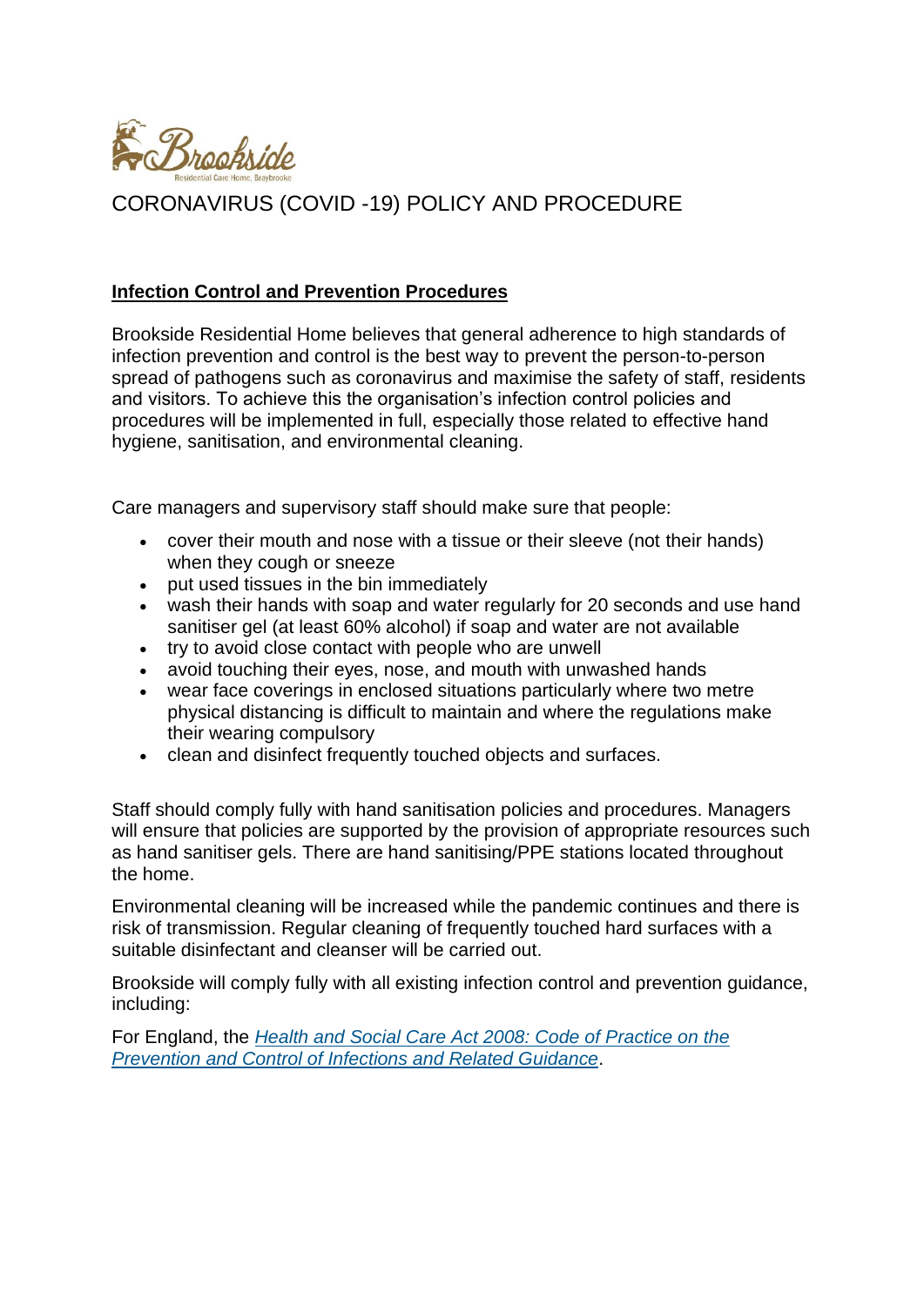# CORONAVIRUS (COVID -19) POLICY AND PROCEDURE

## **Infection Control and Prevention Procedures**

Brookside Residential Home believes that general adherence to high standards of infection prevention and control is the best way to prevent the person-to-person spread of pathogens such as coronavirus and maximise the safety of staff, residents and visitors. To achieve this the organisation's infection control policies and procedures will be implemented in full, especially those related to effective hand hygiene, sanitisation, and environmental cleaning.

Care managers and supervisory staff should make sure that people:

- cover their mouth and nose with a tissue or their sleeve (not their hands) when they cough or sneeze
- put used tissues in the bin immediately
- wash their hands with soap and water regularly for 20 seconds and use hand sanitiser gel (at least 60% alcohol) if soap and water are not available
- try to avoid close contact with people who are unwell
- avoid touching their eyes, nose, and mouth with unwashed hands
- wear face coverings in enclosed situations particularly where two metre physical distancing is difficult to maintain and where the regulations make their wearing compulsory
- clean and disinfect frequently touched objects and surfaces.

Staff should comply fully with hand sanitisation policies and procedures. Managers will ensure that policies are supported by the provision of appropriate resources such as hand sanitiser gels. There are hand sanitising/PPE stations located throughout the home.

Environmental cleaning will be increased while the pandemic continues and there is risk of transmission. Regular cleaning of frequently touched hard surfaces with a suitable disinfectant and cleanser will be carried out.

Brookside will comply fully with all existing infection control and prevention guidance, including:

For England, the *Health and Social Care Act 2008: Code of Practice on the Prevention and Control of Infections and Related Guidance*.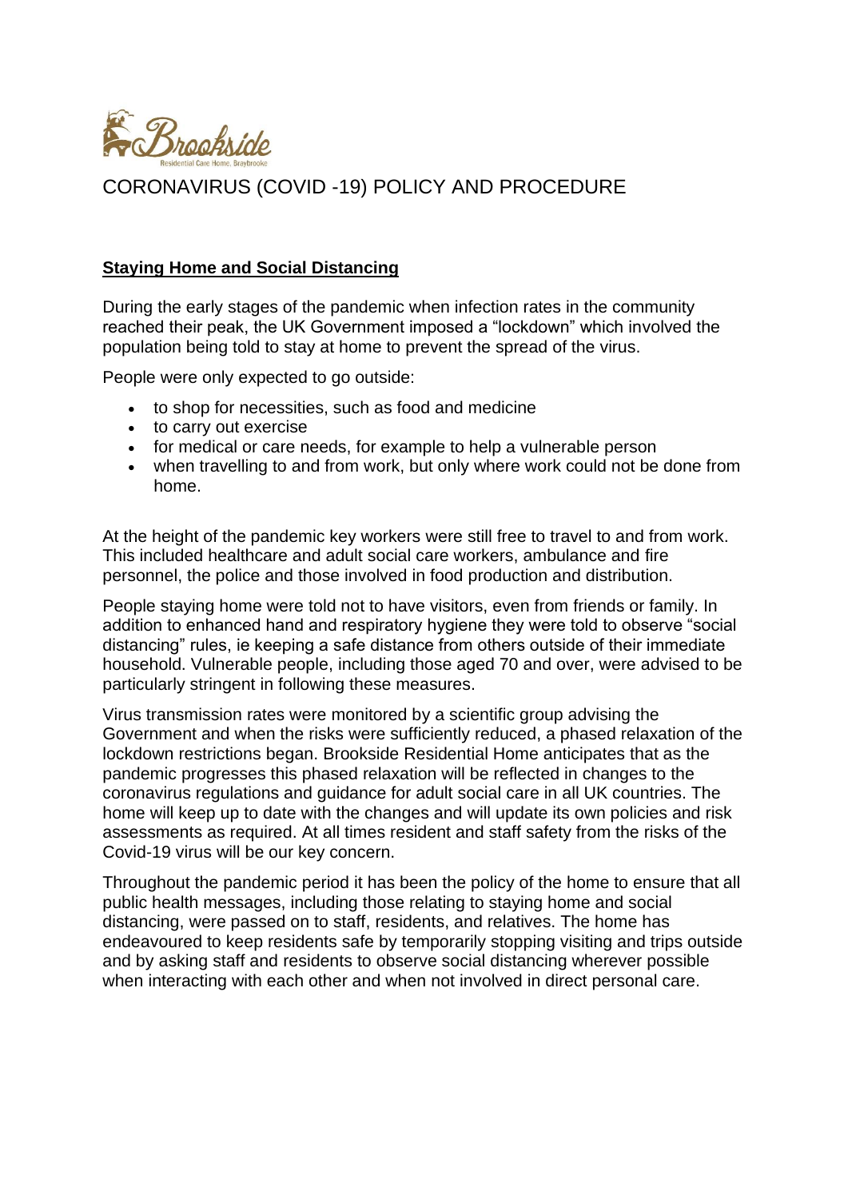# CORONAVIRUS (COVID -19) POLICY AND PROCEDURE

## **Staying Home and Social Distancing**

During the early stages of the pandemic when infection rates in the community reached their peak, the UK Government imposed a "lockdown" which involved the population being told to stay at home to prevent the spread of the virus.

People were only expected to go outside:

- to shop for necessities, such as food and medicine
- to carry out exercise
- for medical or care needs, for example to help a vulnerable person
- when travelling to and from work, but only where work could not be done from home.

At the height of the pandemic key workers were still free to travel to and from work. This included healthcare and adult social care workers, ambulance and fire personnel, the police and those involved in food production and distribution.

People staying home were told not to have visitors, even from friends or family. In addition to enhanced hand and respiratory hygiene they were told to observe "social distancing" rules, ie keeping a safe distance from others outside of their immediate household. Vulnerable people, including those aged 70 and over, were advised to be particularly stringent in following these measures.

Virus transmission rates were monitored by a scientific group advising the Government and when the risks were sufficiently reduced, a phased relaxation of the lockdown restrictions began. Brookside Residential Home anticipates that as the pandemic progresses this phased relaxation will be reflected in changes to the coronavirus regulations and guidance for adult social care in all UK countries. The home will keep up to date with the changes and will update its own policies and risk assessments as required. At all times resident and staff safety from the risks of the Covid-19 virus will be our key concern.

Throughout the pandemic period it has been the policy of the home to ensure that all public health messages, including those relating to staying home and social distancing, were passed on to staff, residents, and relatives. The home has endeavoured to keep residents safe by temporarily stopping visiting and trips outside and by asking staff and residents to observe social distancing wherever possible when interacting with each other and when not involved in direct personal care.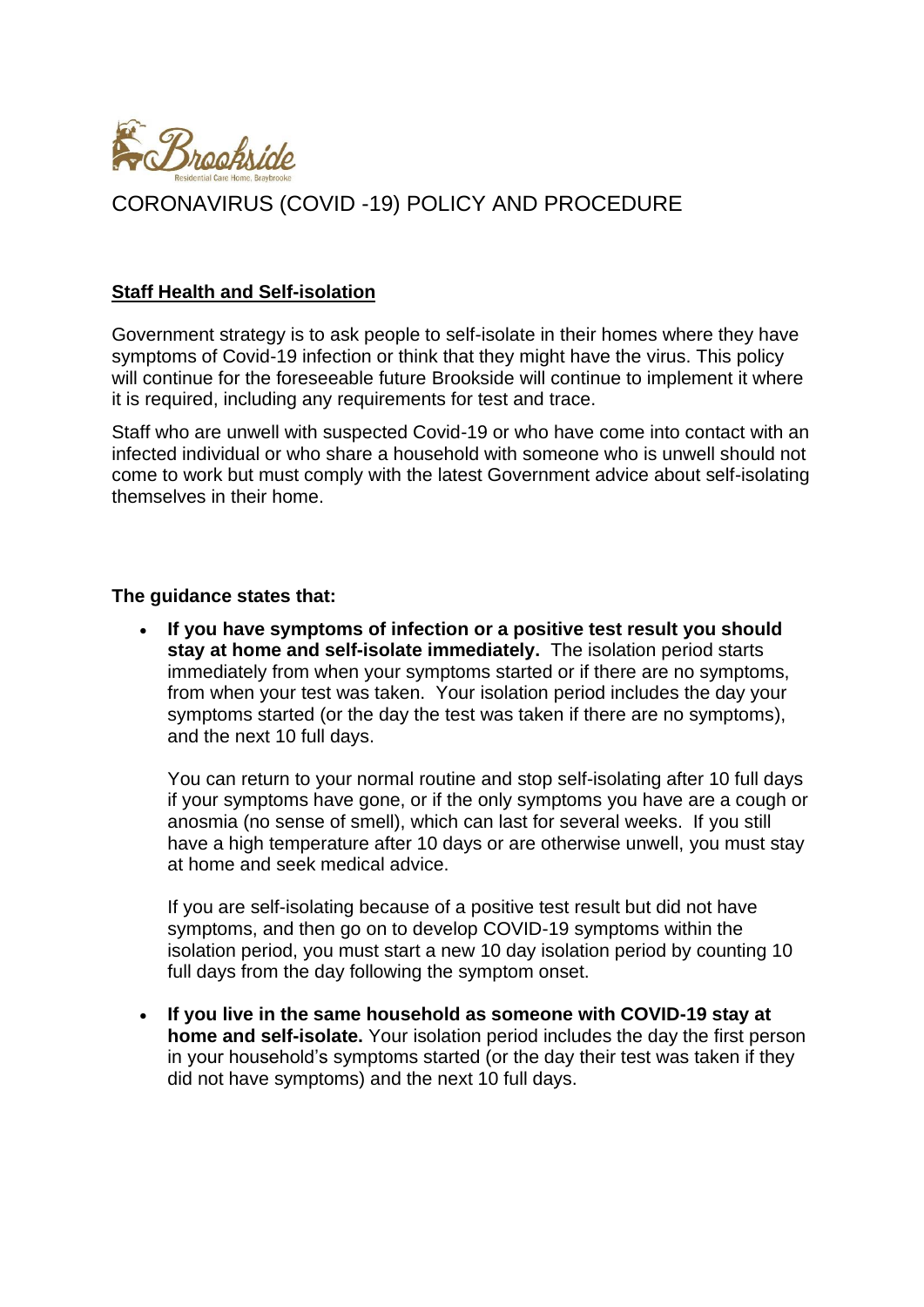# CORONAVIRUS (COVID -19) POLICY AND PROCEDURE

**Staff Health and Self-isolation**

Government strategy is to ask people to self-isolate in their homes where they have symptoms of Covid-19 infection or think that they might have the virus. This policy will continue for the foreseeable future Brookside will continue to implement it where it is required, including any requirements for test and trace.

Staff who are unwell with suspected Covid-19 or who have come into contact with an infected individual or who share a household with someone who is unwell should not come to work but must comply with the latest Government advice about self-isolating themselves in their home.

**The guidance states that:**

- **If you have symptoms of infection or a positive test result you should stay at home and self-isolate immediately.** The isolation period starts immediately from when your symptoms started or if there are no symptoms, from when your test was taken. Your isolation period includes the day your symptoms started (or the day the test was taken if there are no symptoms), and the next 10 full days.

  You can return to your normal routine and stop self-isolating after 10 full days if your symptoms have gone, or if the only symptoms you have are a cough or anosmia (no sense of smell), which can last for several weeks. If you still have a high temperature after 10 days or are otherwise unwell, you must stay at home and seek medical advice.

  If you are self-isolating because of a positive test result but did not have symptoms, and then go on to develop COVID-19 symptoms within the isolation period, you must start a new 10 day isolation period by counting 10 full days from the day following the symptom onset.

- **If you live in the same household as someone with COVID-19 stay at home and self-isolate.** Your isolation period includes the day the first person in your household's symptoms started (or the day their test was taken if they did not have symptoms) and the next 10 full days.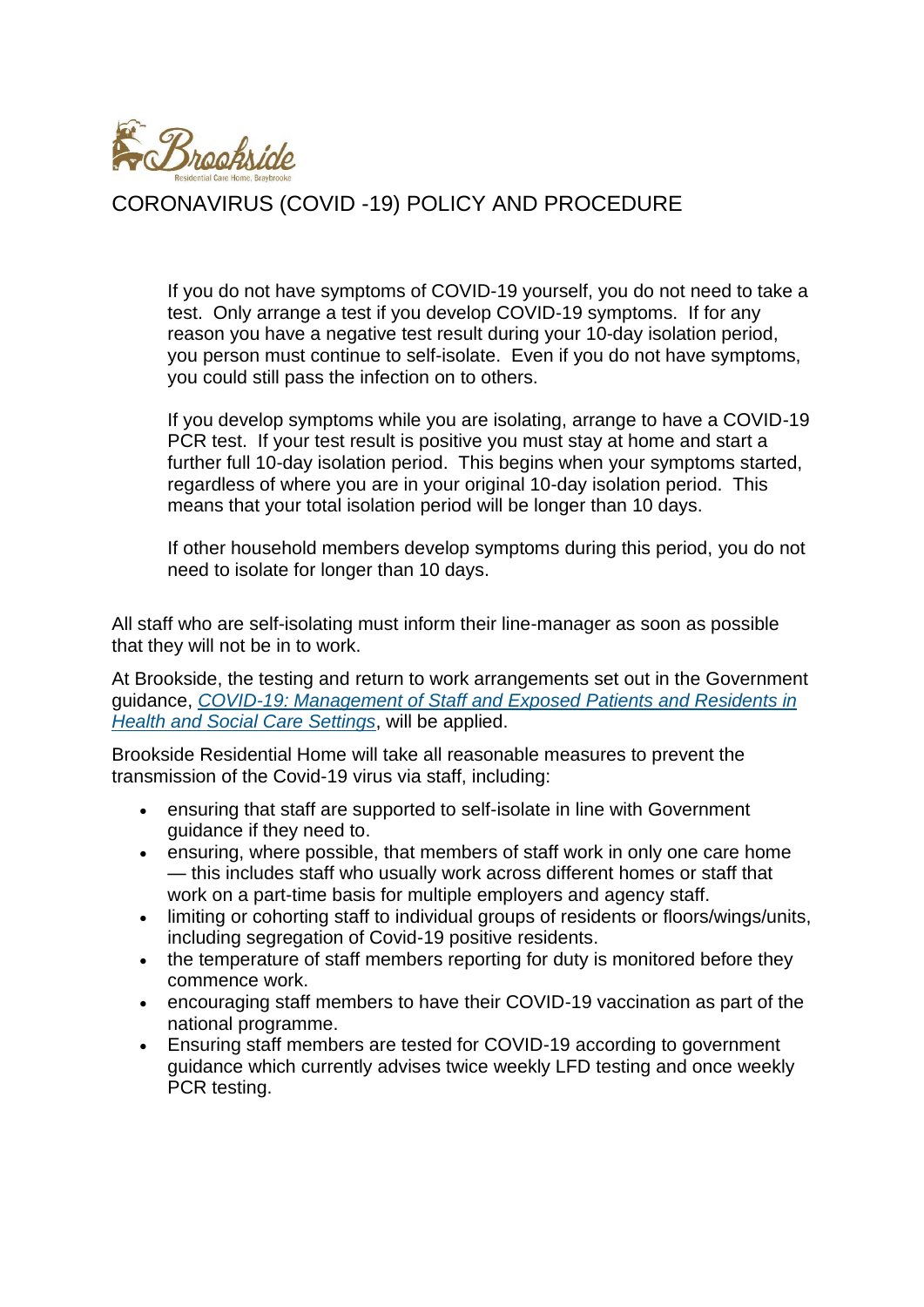If you do not have symptoms of COVID-19 yourself, you do not need to take a test. Only arrange a test if you develop COVID-19 symptoms. If for any reason you have a negative test result during your 10-day isolation period, you person must continue to self-isolate. Even if you do not have symptoms, you could still pass the infection on to others.

If you develop symptoms while you are isolating, arrange to have a COVID-19 PCR test. If your test result is positive you must stay at home and start a further full 10-day isolation period. This begins when your symptoms started, regardless of where you are in your original 10-day isolation period. This means that your total isolation period will be longer than 10 days.

If other household members develop symptoms during this period, you do not need to isolate for longer than 10 days.

All staff who are self-isolating must inform their line-manager as soon as possible that they will not be in to work.

At Brookside, the testing and return to work arrangements set out in the Government guidance, *COVID-19: Management of Staff and Exposed Patients and Residents in Health and Social Care Settings*, will be applied.

Brookside Residential Home will take all reasonable measures to prevent the transmission of the Covid-19 virus via staff, including:

- ensuring that staff are supported to self-isolate in line with Government guidance if they need to.
- ensuring, where possible, that members of staff work in only one care home — this includes staff who usually work across different homes or staff that work on a part-time basis for multiple employers and agency staff.
- limiting or cohorting staff to individual groups of residents or floors/wings/units, including segregation of Covid-19 positive residents.
- the temperature of staff members reporting for duty is monitored before they commence work.
- encouraging staff members to have their COVID-19 vaccination as part of the national programme.
- Ensuring staff members are tested for COVID-19 according to government guidance which currently advises twice weekly LFD testing and once weekly PCR testing.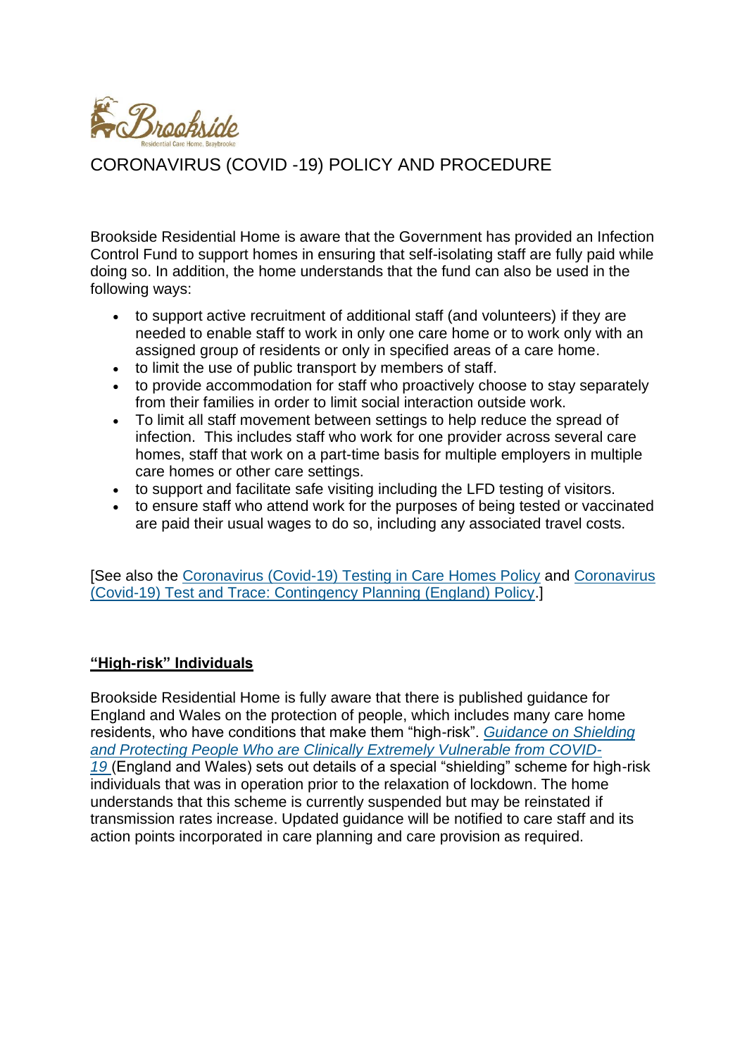# CORONAVIRUS (COVID -19) POLICY AND PROCEDURE

Brookside Residential Home is aware that the Government has provided an Infection Control Fund to support homes in ensuring that self-isolating staff are fully paid while doing so. In addition, the home understands that the fund can also be used in the following ways:

- to support active recruitment of additional staff (and volunteers) if they are needed to enable staff to work in only one care home or to work only with an assigned group of residents or only in specified areas of a care home.
- to limit the use of public transport by members of staff.
- to provide accommodation for staff who proactively choose to stay separately from their families in order to limit social interaction outside work.
- To limit all staff movement between settings to help reduce the spread of infection. This includes staff who work for one provider across several care homes, staff that work on a part-time basis for multiple employers in multiple care homes or other care settings.
- to support and facilitate safe visiting including the LFD testing of visitors.
- to ensure staff who attend work for the purposes of being tested or vaccinated are paid their usual wages to do so, including any associated travel costs.

[See also the Coronavirus (Covid-19) Testing in Care Homes Policy and Coronavirus (Covid-19) Test and Trace: Contingency Planning (England) Policy.]

## "High-risk" Individuals

Brookside Residential Home is fully aware that there is published guidance for England and Wales on the protection of people, which includes many care home residents, who have conditions that make them "high-risk". *Guidance on Shielding and Protecting People Who are Clinically Extremely Vulnerable from COVID-19* (England and Wales) sets out details of a special "shielding" scheme for high-risk individuals that was in operation prior to the relaxation of lockdown. The home understands that this scheme is currently suspended but may be reinstated if transmission rates increase. Updated guidance will be notified to care staff and its action points incorporated in care planning and care provision as required.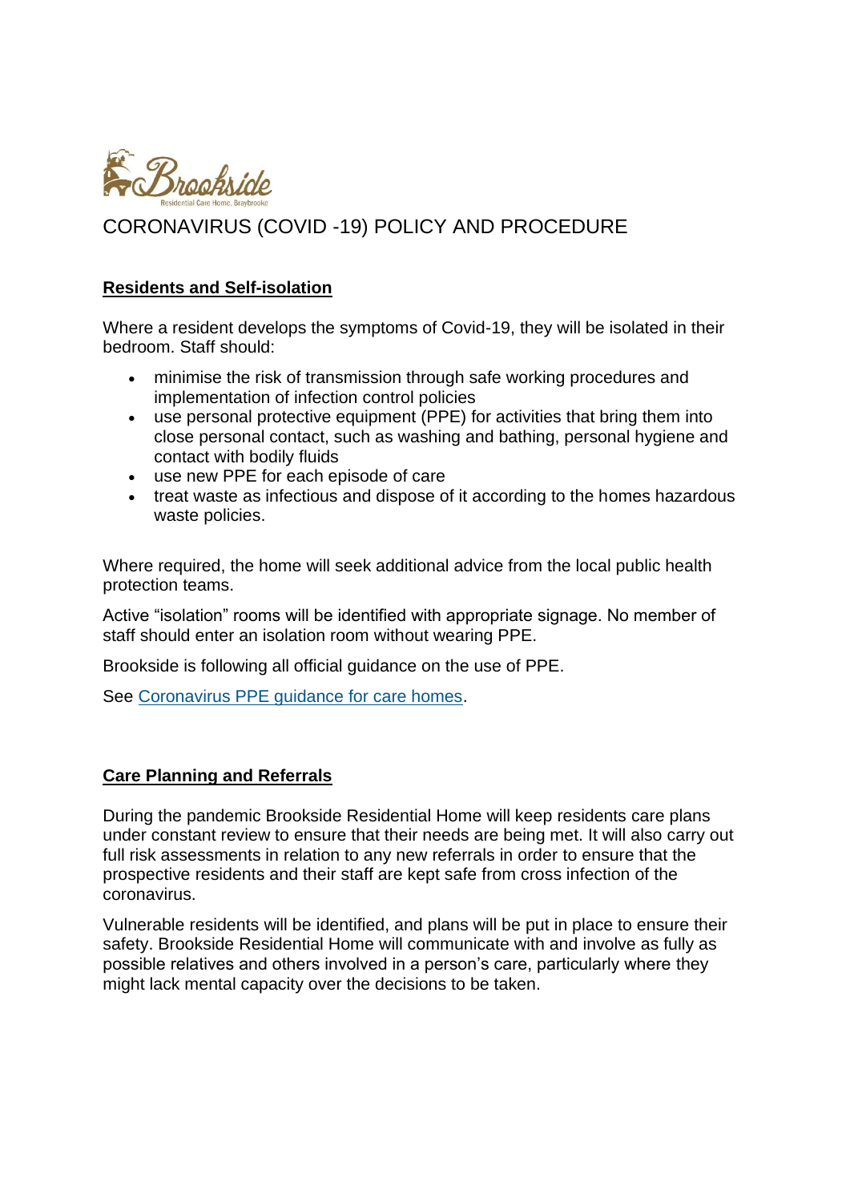# CORONAVIRUS (COVID -19) POLICY AND PROCEDURE

## Residents and Self-isolation

Where a resident develops the symptoms of Covid-19, they will be isolated in their bedroom. Staff should:

- minimise the risk of transmission through safe working procedures and implementation of infection control policies
- use personal protective equipment (PPE) for activities that bring them into close personal contact, such as washing and bathing, personal hygiene and contact with bodily fluids
- use new PPE for each episode of care
- treat waste as infectious and dispose of it according to the homes hazardous waste policies.

Where required, the home will seek additional advice from the local public health protection teams.

Active "isolation" rooms will be identified with appropriate signage. No member of staff should enter an isolation room without wearing PPE.

Brookside is following all official guidance on the use of PPE.

See Coronavirus PPE guidance for care homes.

## Care Planning and Referrals

During the pandemic Brookside Residential Home will keep residents care plans under constant review to ensure that their needs are being met. It will also carry out full risk assessments in relation to any new referrals in order to ensure that the prospective residents and their staff are kept safe from cross infection of the coronavirus.

Vulnerable residents will be identified, and plans will be put in place to ensure their safety. Brookside Residential Home will communicate with and involve as fully as possible relatives and others involved in a person's care, particularly where they might lack mental capacity over the decisions to be taken.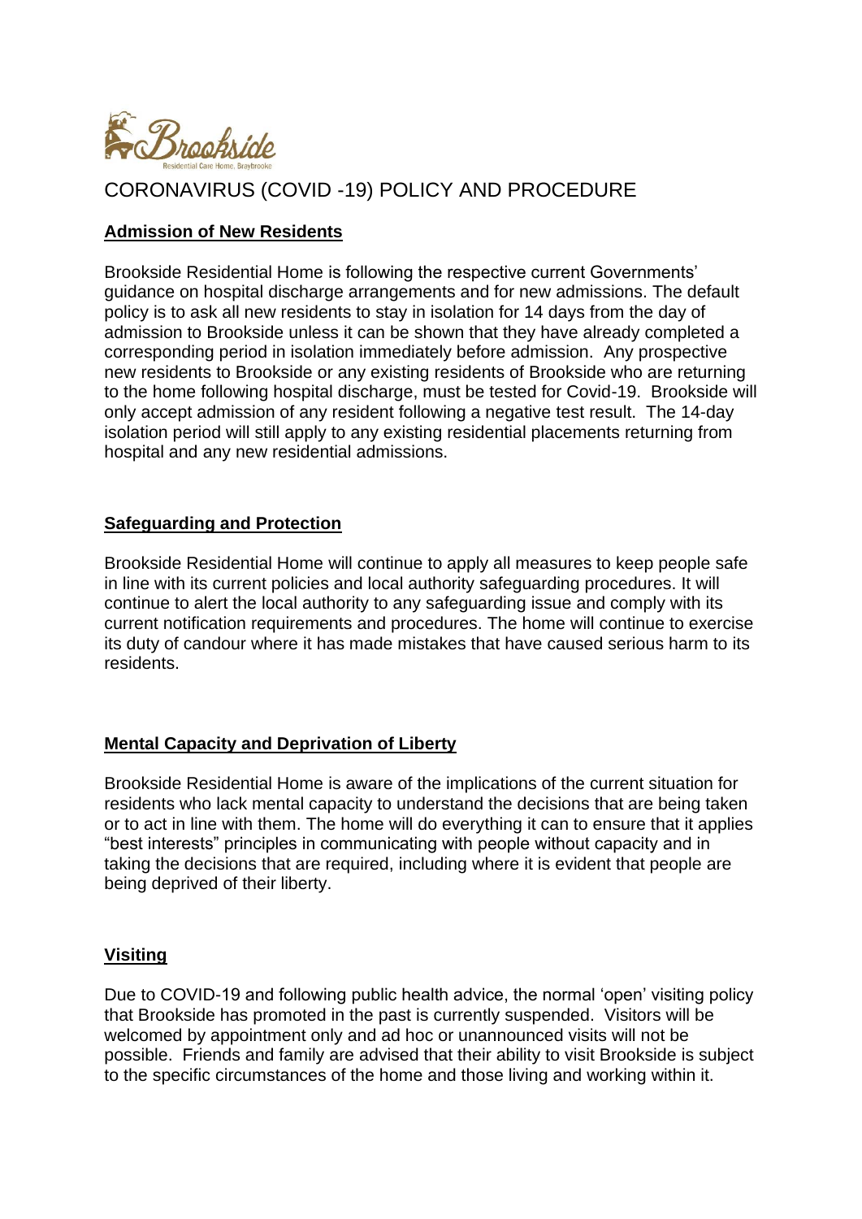# CORONAVIRUS (COVID -19) POLICY AND PROCEDURE

## Admission of New Residents

Brookside Residential Home is following the respective current Governments' guidance on hospital discharge arrangements and for new admissions. The default policy is to ask all new residents to stay in isolation for 14 days from the day of admission to Brookside unless it can be shown that they have already completed a corresponding period in isolation immediately before admission. Any prospective new residents to Brookside or any existing residents of Brookside who are returning to the home following hospital discharge, must be tested for Covid-19. Brookside will only accept admission of any resident following a negative test result. The 14-day isolation period will still apply to any existing residential placements returning from hospital and any new residential admissions.

## Safeguarding and Protection

Brookside Residential Home will continue to apply all measures to keep people safe in line with its current policies and local authority safeguarding procedures. It will continue to alert the local authority to any safeguarding issue and comply with its current notification requirements and procedures. The home will continue to exercise its duty of candour where it has made mistakes that have caused serious harm to its residents.

## Mental Capacity and Deprivation of Liberty

Brookside Residential Home is aware of the implications of the current situation for residents who lack mental capacity to understand the decisions that are being taken or to act in line with them. The home will do everything it can to ensure that it applies "best interests" principles in communicating with people without capacity and in taking the decisions that are required, including where it is evident that people are being deprived of their liberty.

## Visiting

Due to COVID-19 and following public health advice, the normal 'open' visiting policy that Brookside has promoted in the past is currently suspended. Visitors will be welcomed by appointment only and ad hoc or unannounced visits will not be possible. Friends and family are advised that their ability to visit Brookside is subject to the specific circumstances of the home and those living and working within it.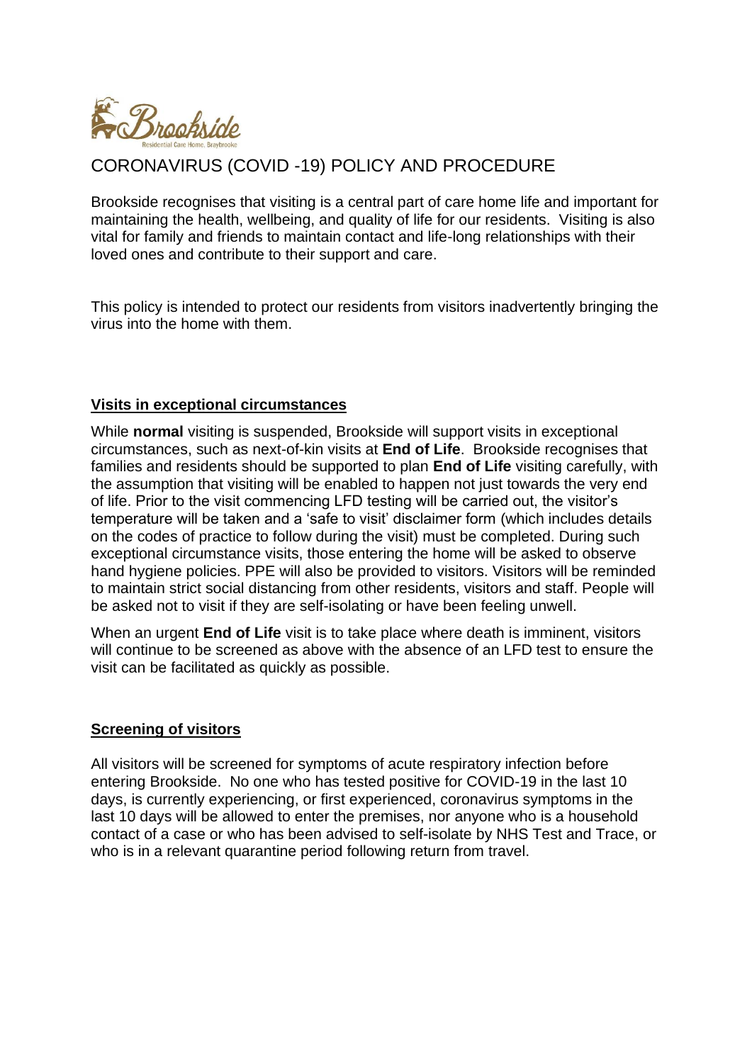# CORONAVIRUS (COVID -19) POLICY AND PROCEDURE

Brookside recognises that visiting is a central part of care home life and important for maintaining the health, wellbeing, and quality of life for our residents. Visiting is also vital for family and friends to maintain contact and life-long relationships with their loved ones and contribute to their support and care.

This policy is intended to protect our residents from visitors inadvertently bringing the virus into the home with them.

## Visits in exceptional circumstances

While **normal** visiting is suspended, Brookside will support visits in exceptional circumstances, such as next-of-kin visits at **End of Life**. Brookside recognises that families and residents should be supported to plan **End of Life** visiting carefully, with the assumption that visiting will be enabled to happen not just towards the very end of life. Prior to the visit commencing LFD testing will be carried out, the visitor's temperature will be taken and a 'safe to visit' disclaimer form (which includes details on the codes of practice to follow during the visit) must be completed. During such exceptional circumstance visits, those entering the home will be asked to observe hand hygiene policies. PPE will also be provided to visitors. Visitors will be reminded to maintain strict social distancing from other residents, visitors and staff. People will be asked not to visit if they are self-isolating or have been feeling unwell.

When an urgent **End of Life** visit is to take place where death is imminent, visitors will continue to be screened as above with the absence of an LFD test to ensure the visit can be facilitated as quickly as possible.

## Screening of visitors

All visitors will be screened for symptoms of acute respiratory infection before entering Brookside. No one who has tested positive for COVID-19 in the last 10 days, is currently experiencing, or first experienced, coronavirus symptoms in the last 10 days will be allowed to enter the premises, nor anyone who is a household contact of a case or who has been advised to self-isolate by NHS Test and Trace, or who is in a relevant quarantine period following return from travel.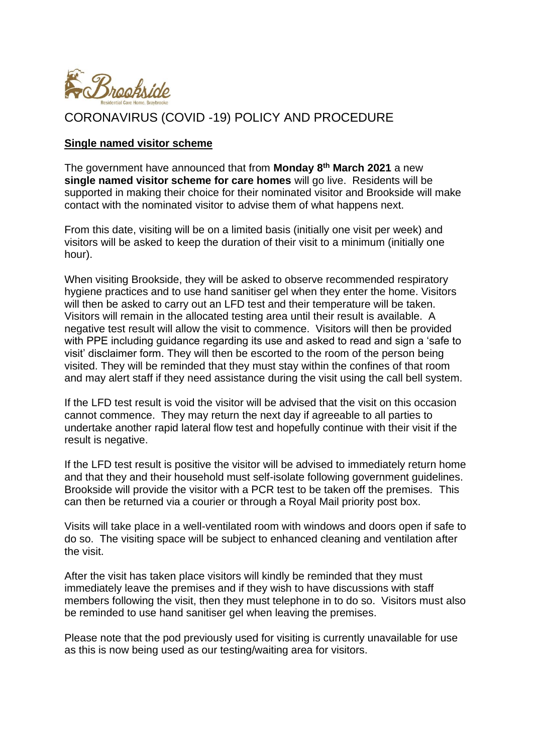# CORONAVIRUS (COVID -19) POLICY AND PROCEDURE

## Single named visitor scheme

The government have announced that from **Monday 8th March 2021** a new **single named visitor scheme for care homes** will go live. Residents will be supported in making their choice for their nominated visitor and Brookside will make contact with the nominated visitor to advise them of what happens next.

From this date, visiting will be on a limited basis (initially one visit per week) and visitors will be asked to keep the duration of their visit to a minimum (initially one hour).

When visiting Brookside, they will be asked to observe recommended respiratory hygiene practices and to use hand sanitiser gel when they enter the home. Visitors will then be asked to carry out an LFD test and their temperature will be taken. Visitors will remain in the allocated testing area until their result is available. A negative test result will allow the visit to commence. Visitors will then be provided with PPE including guidance regarding its use and asked to read and sign a 'safe to visit' disclaimer form. They will then be escorted to the room of the person being visited. They will be reminded that they must stay within the confines of that room and may alert staff if they need assistance during the visit using the call bell system.

If the LFD test result is void the visitor will be advised that the visit on this occasion cannot commence. They may return the next day if agreeable to all parties to undertake another rapid lateral flow test and hopefully continue with their visit if the result is negative.

If the LFD test result is positive the visitor will be advised to immediately return home and that they and their household must self-isolate following government guidelines. Brookside will provide the visitor with a PCR test to be taken off the premises. This can then be returned via a courier or through a Royal Mail priority post box.

Visits will take place in a well-ventilated room with windows and doors open if safe to do so. The visiting space will be subject to enhanced cleaning and ventilation after the visit.

After the visit has taken place visitors will kindly be reminded that they must immediately leave the premises and if they wish to have discussions with staff members following the visit, then they must telephone in to do so. Visitors must also be reminded to use hand sanitiser gel when leaving the premises.

Please note that the pod previously used for visiting is currently unavailable for use as this is now being used as our testing/waiting area for visitors.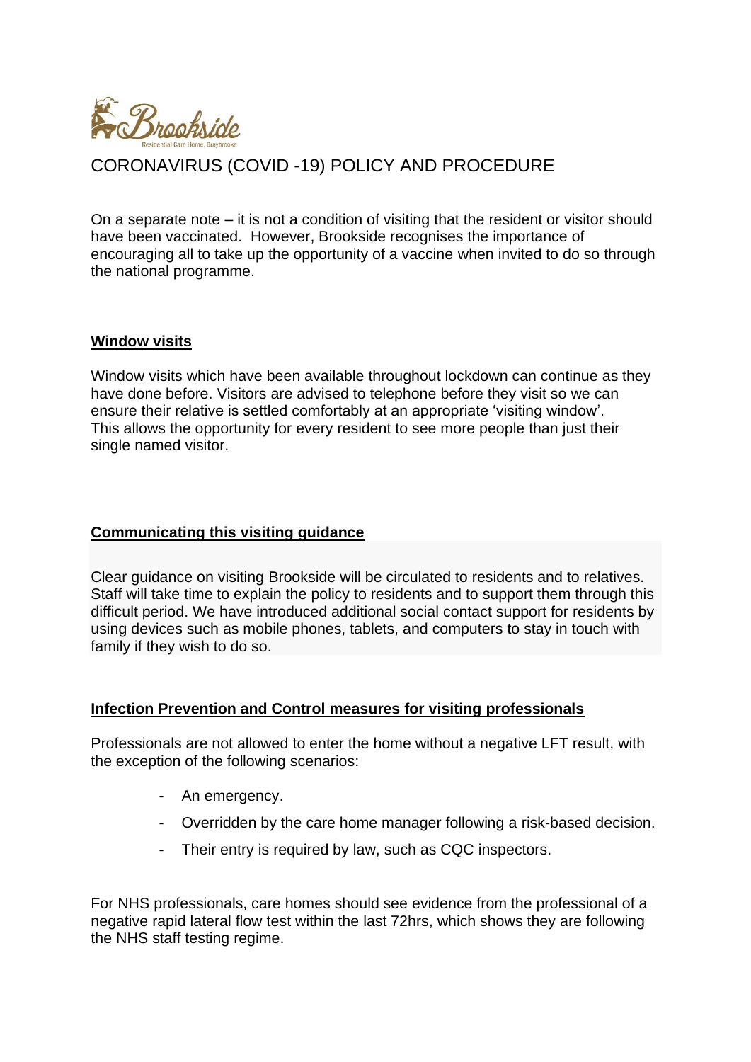CORONAVIRUS (COVID -19) POLICY AND PROCEDURE

On a separate note – it is not a condition of visiting that the resident or visitor should have been vaccinated. However, Brookside recognises the importance of encouraging all to take up the opportunity of a vaccine when invited to do so through the national programme.

**Window visits**

Window visits which have been available throughout lockdown can continue as they have done before. Visitors are advised to telephone before they visit so we can ensure their relative is settled comfortably at an appropriate 'visiting window'. This allows the opportunity for every resident to see more people than just their single named visitor.

**Communicating this visiting guidance**

Clear guidance on visiting Brookside will be circulated to residents and to relatives. Staff will take time to explain the policy to residents and to support them through this difficult period. We have introduced additional social contact support for residents by using devices such as mobile phones, tablets, and computers to stay in touch with family if they wish to do so.

**Infection Prevention and Control measures for visiting professionals**

Professionals are not allowed to enter the home without a negative LFT result, with the exception of the following scenarios:

- An emergency.
- Overridden by the care home manager following a risk-based decision.
- Their entry is required by law, such as CQC inspectors.

For NHS professionals, care homes should see evidence from the professional of a negative rapid lateral flow test within the last 72hrs, which shows they are following the NHS staff testing regime.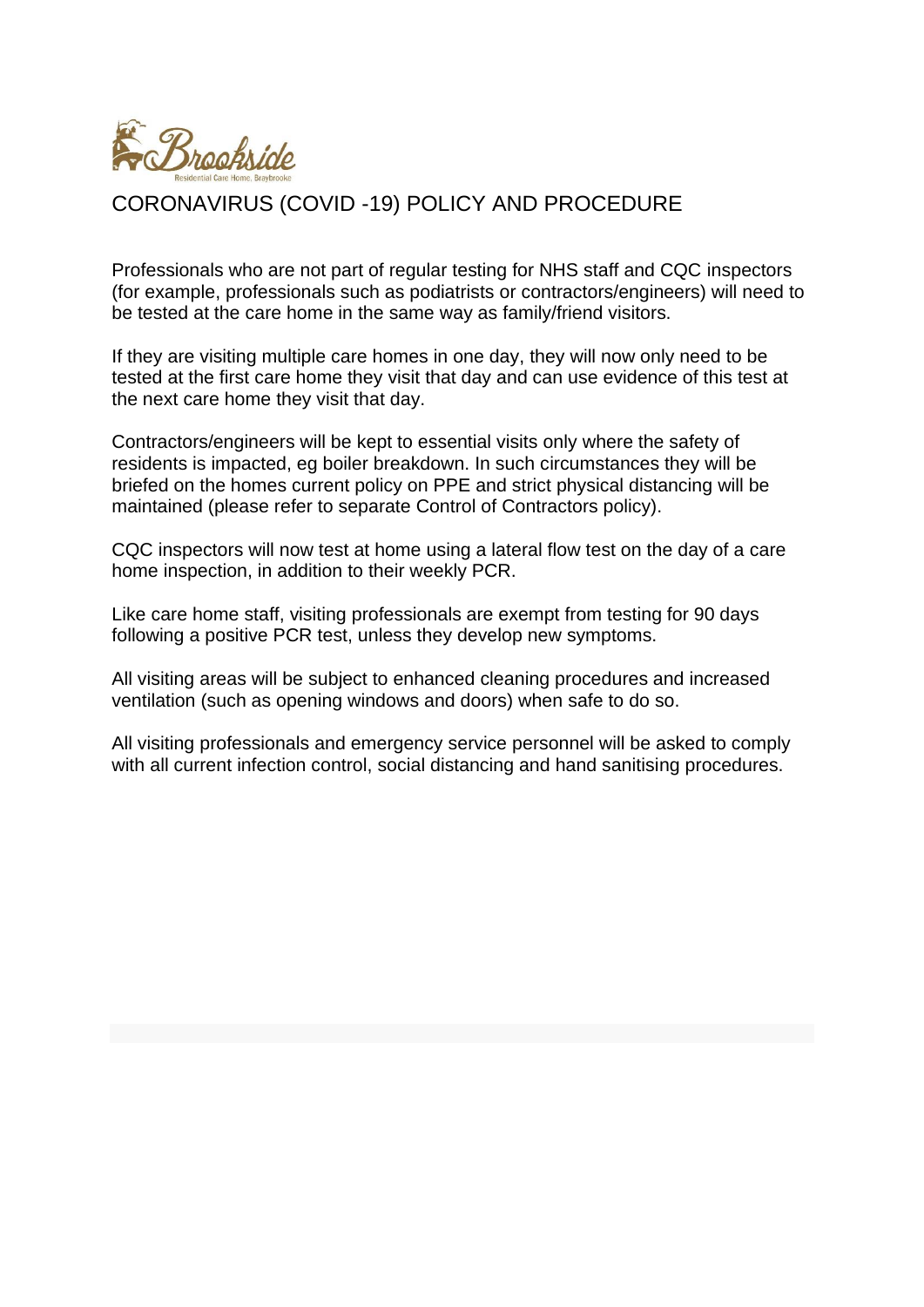# CORONAVIRUS (COVID -19) POLICY AND PROCEDURE

Professionals who are not part of regular testing for NHS staff and CQC inspectors (for example, professionals such as podiatrists or contractors/engineers) will need to be tested at the care home in the same way as family/friend visitors.

If they are visiting multiple care homes in one day, they will now only need to be tested at the first care home they visit that day and can use evidence of this test at the next care home they visit that day.

Contractors/engineers will be kept to essential visits only where the safety of residents is impacted, eg boiler breakdown. In such circumstances they will be briefed on the homes current policy on PPE and strict physical distancing will be maintained (please refer to separate Control of Contractors policy).

CQC inspectors will now test at home using a lateral flow test on the day of a care home inspection, in addition to their weekly PCR.

Like care home staff, visiting professionals are exempt from testing for 90 days following a positive PCR test, unless they develop new symptoms.

All visiting areas will be subject to enhanced cleaning procedures and increased ventilation (such as opening windows and doors) when safe to do so.

All visiting professionals and emergency service personnel will be asked to comply with all current infection control, social distancing and hand sanitising procedures.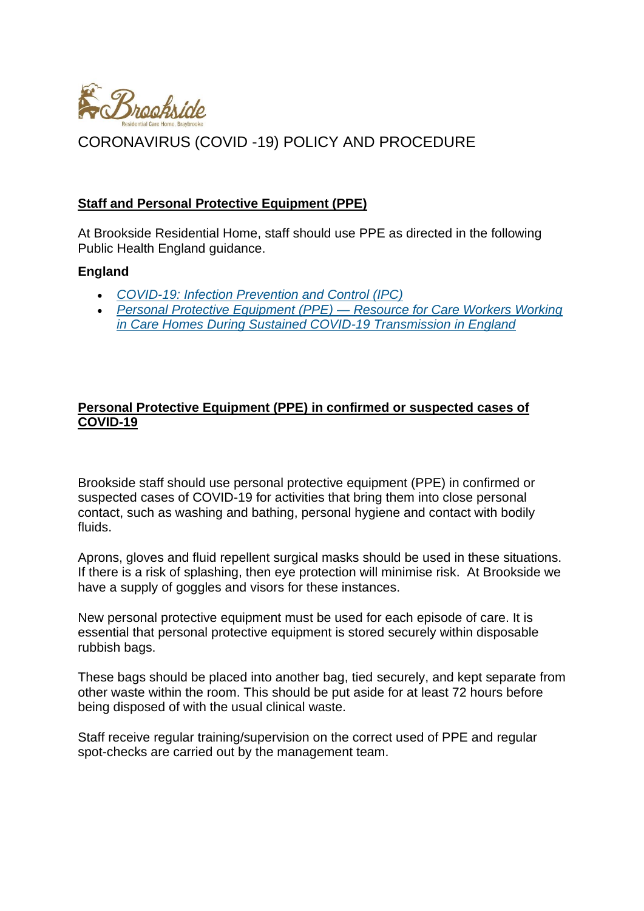# CORONAVIRUS (COVID -19) POLICY AND PROCEDURE

## Staff and Personal Protective Equipment (PPE)

At Brookside Residential Home, staff should use PPE as directed in the following Public Health England guidance.

**England**

- *COVID-19: Infection Prevention and Control (IPC)*
- *Personal Protective Equipment (PPE) — Resource for Care Workers Working in Care Homes During Sustained COVID-19 Transmission in England*

## Personal Protective Equipment (PPE) in confirmed or suspected cases of COVID-19

Brookside staff should use personal protective equipment (PPE) in confirmed or suspected cases of COVID-19 for activities that bring them into close personal contact, such as washing and bathing, personal hygiene and contact with bodily fluids.

Aprons, gloves and fluid repellent surgical masks should be used in these situations. If there is a risk of splashing, then eye protection will minimise risk. At Brookside we have a supply of goggles and visors for these instances.

New personal protective equipment must be used for each episode of care. It is essential that personal protective equipment is stored securely within disposable rubbish bags.

These bags should be placed into another bag, tied securely, and kept separate from other waste within the room. This should be put aside for at least 72 hours before being disposed of with the usual clinical waste.

Staff receive regular training/supervision on the correct used of PPE and regular spot-checks are carried out by the management team.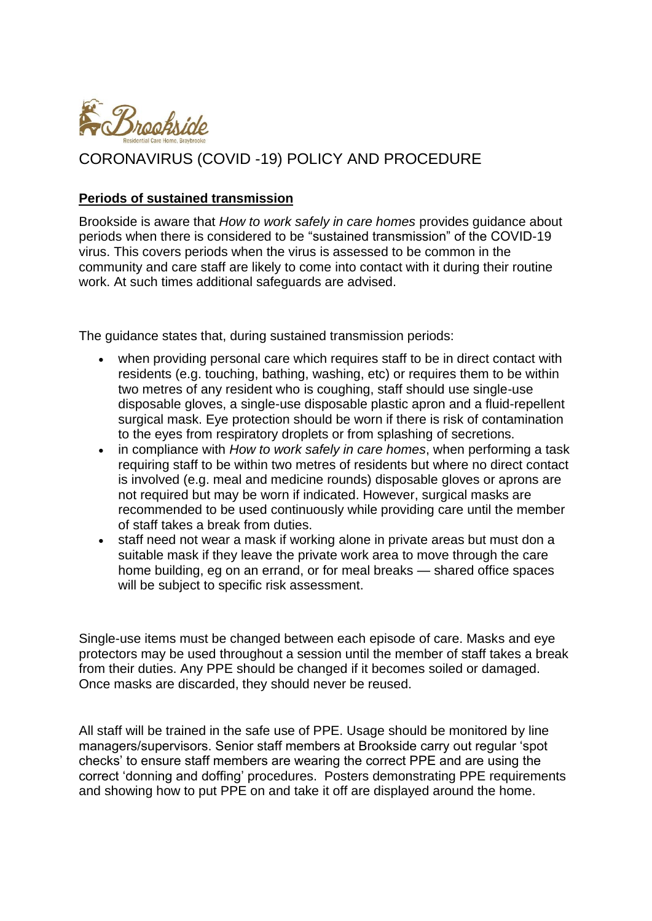Brookside

Residential Care Home, Braybrooke

CORONAVIRUS (COVID -19) POLICY AND PROCEDURE

**Periods of sustained transmission**

Brookside is aware that *How to work safely in care homes* provides guidance about periods when there is considered to be "sustained transmission" of the COVID-19 virus. This covers periods when the virus is assessed to be common in the community and care staff are likely to come into contact with it during their routine work. At such times additional safeguards are advised.

The guidance states that, during sustained transmission periods:

- when providing personal care which requires staff to be in direct contact with residents (e.g. touching, bathing, washing, etc) or requires them to be within two metres of any resident who is coughing, staff should use single-use disposable gloves, a single-use disposable plastic apron and a fluid-repellent surgical mask. Eye protection should be worn if there is risk of contamination to the eyes from respiratory droplets or from splashing of secretions.
- in compliance with *How to work safely in care homes*, when performing a task requiring staff to be within two metres of residents but where no direct contact is involved (e.g. meal and medicine rounds) disposable gloves or aprons are not required but may be worn if indicated. However, surgical masks are recommended to be used continuously while providing care until the member of staff takes a break from duties.
- staff need not wear a mask if working alone in private areas but must don a suitable mask if they leave the private work area to move through the care home building, eg on an errand, or for meal breaks — shared office spaces will be subject to specific risk assessment.

Single-use items must be changed between each episode of care. Masks and eye protectors may be used throughout a session until the member of staff takes a break from their duties. Any PPE should be changed if it becomes soiled or damaged. Once masks are discarded, they should never be reused.

All staff will be trained in the safe use of PPE. Usage should be monitored by line managers/supervisors. Senior staff members at Brookside carry out regular 'spot checks' to ensure staff members are wearing the correct PPE and are using the correct 'donning and doffing' procedures. Posters demonstrating PPE requirements and showing how to put PPE on and take it off are displayed around the home.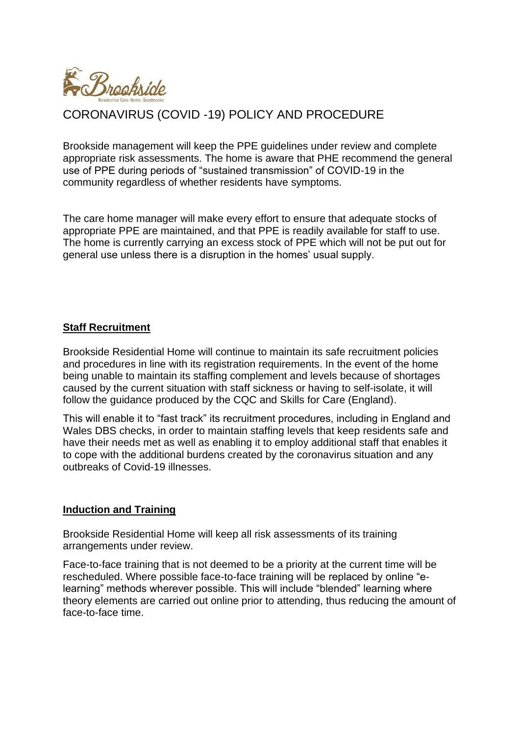# CORONAVIRUS (COVID -19) POLICY AND PROCEDURE

Brookside management will keep the PPE guidelines under review and complete appropriate risk assessments. The home is aware that PHE recommend the general use of PPE during periods of "sustained transmission" of COVID-19 in the community regardless of whether residents have symptoms.

The care home manager will make every effort to ensure that adequate stocks of appropriate PPE are maintained, and that PPE is readily available for staff to use. The home is currently carrying an excess stock of PPE which will not be put out for general use unless there is a disruption in the homes' usual supply.

## Staff Recruitment

Brookside Residential Home will continue to maintain its safe recruitment policies and procedures in line with its registration requirements. In the event of the home being unable to maintain its staffing complement and levels because of shortages caused by the current situation with staff sickness or having to self-isolate, it will follow the guidance produced by the CQC and Skills for Care (England).

This will enable it to "fast track" its recruitment procedures, including in England and Wales DBS checks, in order to maintain staffing levels that keep residents safe and have their needs met as well as enabling it to employ additional staff that enables it to cope with the additional burdens created by the coronavirus situation and any outbreaks of Covid-19 illnesses.

## Induction and Training

Brookside Residential Home will keep all risk assessments of its training arrangements under review.

Face-to-face training that is not deemed to be a priority at the current time will be rescheduled. Where possible face-to-face training will be replaced by online "e-learning" methods wherever possible. This will include "blended" learning where theory elements are carried out online prior to attending, thus reducing the amount of face-to-face time.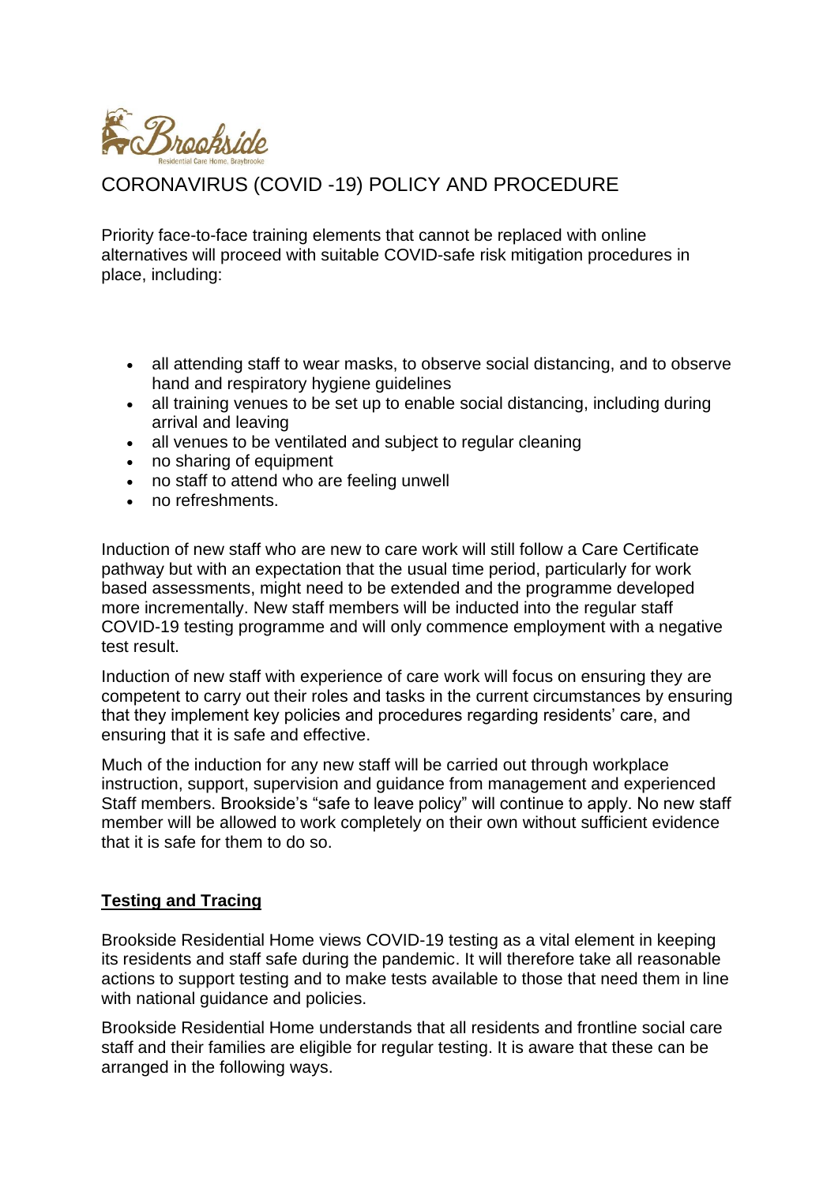CORONAVIRUS (COVID -19) POLICY AND PROCEDURE

Priority face-to-face training elements that cannot be replaced with online alternatives will proceed with suitable COVID-safe risk mitigation procedures in place, including:

- all attending staff to wear masks, to observe social distancing, and to observe hand and respiratory hygiene guidelines
- all training venues to be set up to enable social distancing, including during arrival and leaving
- all venues to be ventilated and subject to regular cleaning
- no sharing of equipment
- no staff to attend who are feeling unwell
- no refreshments.

Induction of new staff who are new to care work will still follow a Care Certificate pathway but with an expectation that the usual time period, particularly for work based assessments, might need to be extended and the programme developed more incrementally. New staff members will be inducted into the regular staff COVID-19 testing programme and will only commence employment with a negative test result.

Induction of new staff with experience of care work will focus on ensuring they are competent to carry out their roles and tasks in the current circumstances by ensuring that they implement key policies and procedures regarding residents' care, and ensuring that it is safe and effective.

Much of the induction for any new staff will be carried out through workplace instruction, support, supervision and guidance from management and experienced Staff members. Brookside's "safe to leave policy" will continue to apply. No new staff member will be allowed to work completely on their own without sufficient evidence that it is safe for them to do so.

## Testing and Tracing

Brookside Residential Home views COVID-19 testing as a vital element in keeping its residents and staff safe during the pandemic. It will therefore take all reasonable actions to support testing and to make tests available to those that need them in line with national guidance and policies.

Brookside Residential Home understands that all residents and frontline social care staff and their families are eligible for regular testing. It is aware that these can be arranged in the following ways.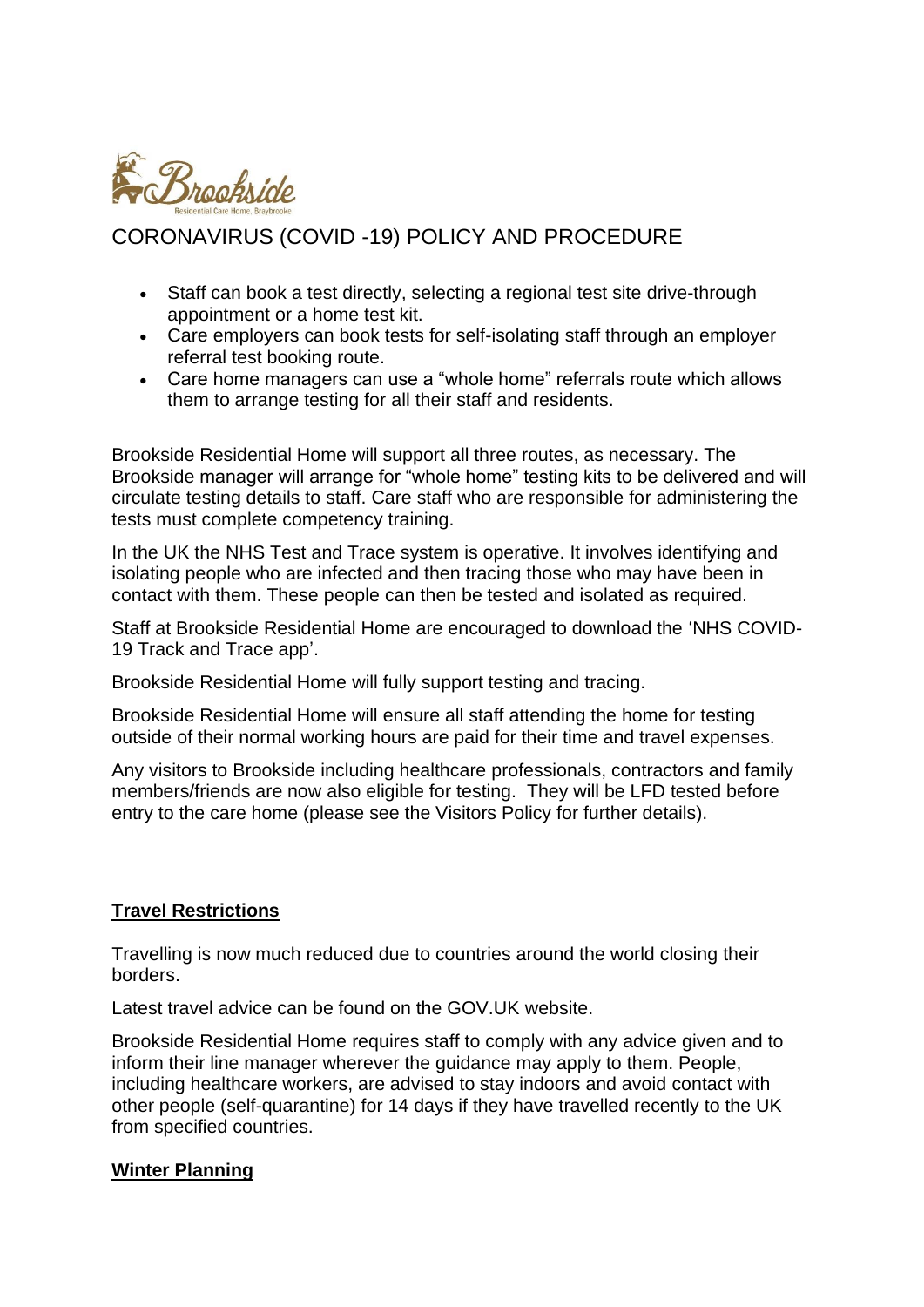# CORONAVIRUS (COVID -19) POLICY AND PROCEDURE

- Staff can book a test directly, selecting a regional test site drive-through appointment or a home test kit.
- Care employers can book tests for self-isolating staff through an employer referral test booking route.
- Care home managers can use a "whole home" referrals route which allows them to arrange testing for all their staff and residents.

Brookside Residential Home will support all three routes, as necessary. The Brookside manager will arrange for "whole home" testing kits to be delivered and will circulate testing details to staff. Care staff who are responsible for administering the tests must complete competency training.

In the UK the NHS Test and Trace system is operative. It involves identifying and isolating people who are infected and then tracing those who may have been in contact with them. These people can then be tested and isolated as required.

Staff at Brookside Residential Home are encouraged to download the 'NHS COVID-19 Track and Trace app'.

Brookside Residential Home will fully support testing and tracing.

Brookside Residential Home will ensure all staff attending the home for testing outside of their normal working hours are paid for their time and travel expenses.

Any visitors to Brookside including healthcare professionals, contractors and family members/friends are now also eligible for testing. They will be LFD tested before entry to the care home (please see the Visitors Policy for further details).

## Travel Restrictions

Travelling is now much reduced due to countries around the world closing their borders.

Latest travel advice can be found on the GOV.UK website.

Brookside Residential Home requires staff to comply with any advice given and to inform their line manager wherever the guidance may apply to them. People, including healthcare workers, are advised to stay indoors and avoid contact with other people (self-quarantine) for 14 days if they have travelled recently to the UK from specified countries.

## Winter Planning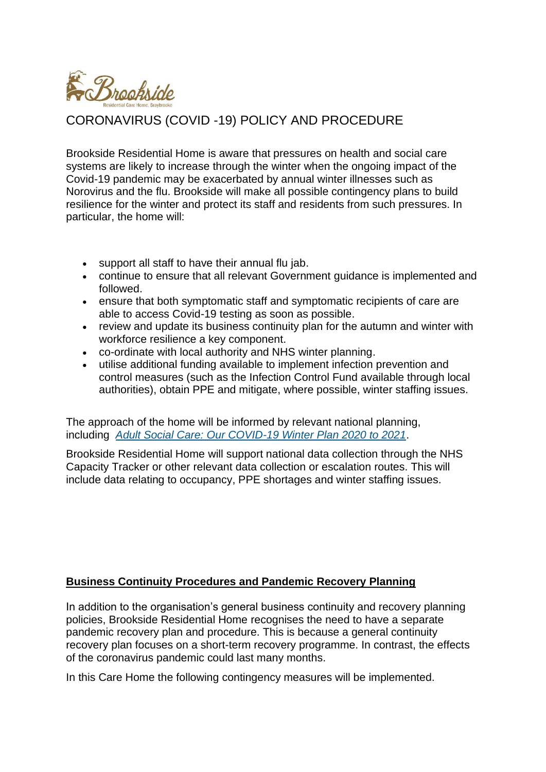# CORONAVIRUS (COVID -19) POLICY AND PROCEDURE

Brookside Residential Home is aware that pressures on health and social care systems are likely to increase through the winter when the ongoing impact of the Covid-19 pandemic may be exacerbated by annual winter illnesses such as Norovirus and the flu. Brookside will make all possible contingency plans to build resilience for the winter and protect its staff and residents from such pressures. In particular, the home will:

- support all staff to have their annual flu jab.
- continue to ensure that all relevant Government guidance is implemented and followed.
- ensure that both symptomatic staff and symptomatic recipients of care are able to access Covid-19 testing as soon as possible.
- review and update its business continuity plan for the autumn and winter with workforce resilience a key component.
- co-ordinate with local authority and NHS winter planning.
- utilise additional funding available to implement infection prevention and control measures (such as the Infection Control Fund available through local authorities), obtain PPE and mitigate, where possible, winter staffing issues.

The approach of the home will be informed by relevant national planning, including *Adult Social Care: Our COVID-19 Winter Plan 2020 to 2021*.

Brookside Residential Home will support national data collection through the NHS Capacity Tracker or other relevant data collection or escalation routes. This will include data relating to occupancy, PPE shortages and winter staffing issues.

## Business Continuity Procedures and Pandemic Recovery Planning

In addition to the organisation's general business continuity and recovery planning policies, Brookside Residential Home recognises the need to have a separate pandemic recovery plan and procedure. This is because a general continuity recovery plan focuses on a short-term recovery programme. In contrast, the effects of the coronavirus pandemic could last many months.

In this Care Home the following contingency measures will be implemented.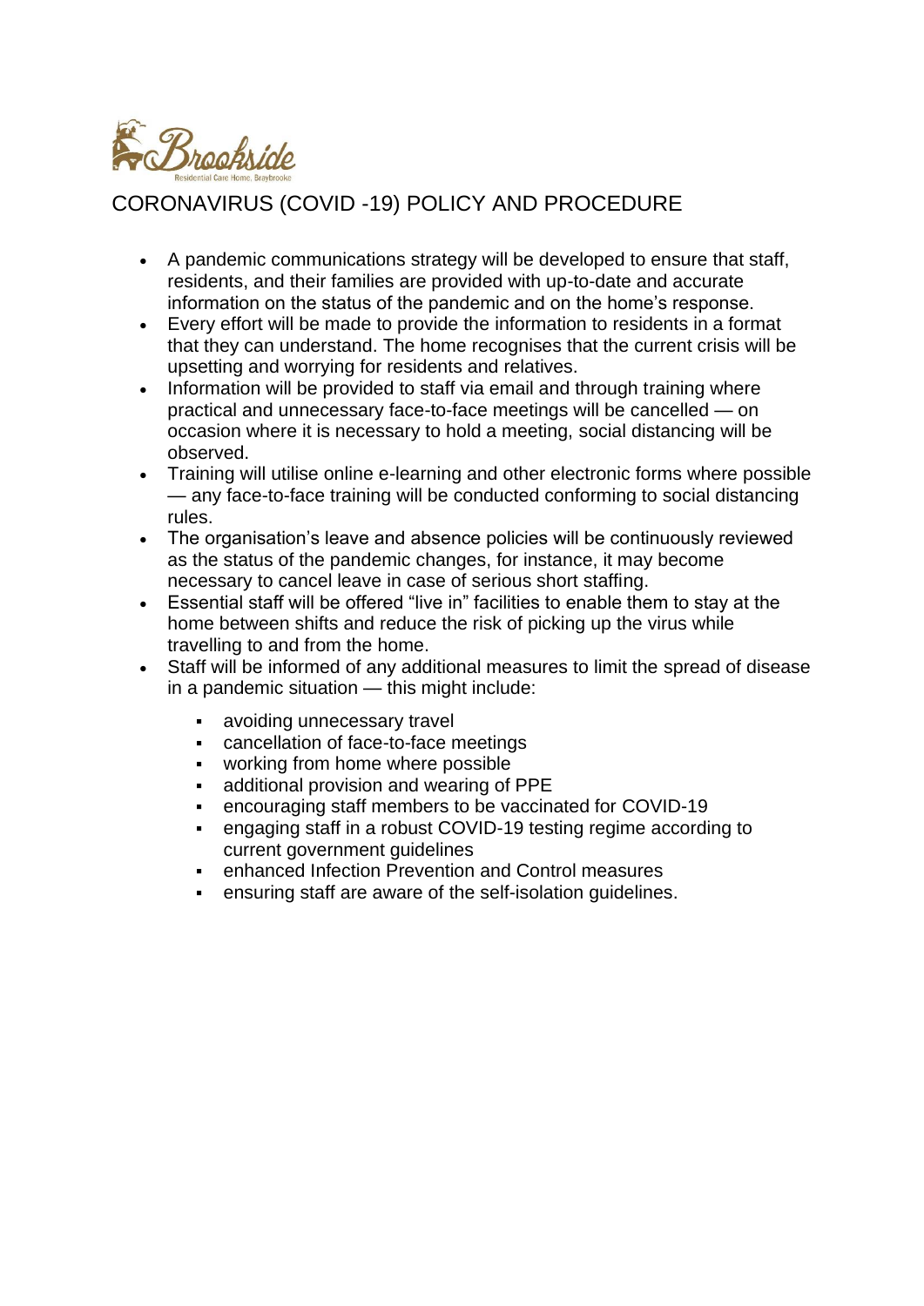# CORONAVIRUS (COVID -19) POLICY AND PROCEDURE

- A pandemic communications strategy will be developed to ensure that staff, residents, and their families are provided with up-to-date and accurate information on the status of the pandemic and on the home's response.
- Every effort will be made to provide the information to residents in a format that they can understand. The home recognises that the current crisis will be upsetting and worrying for residents and relatives.
- Information will be provided to staff via email and through training where practical and unnecessary face-to-face meetings will be cancelled — on occasion where it is necessary to hold a meeting, social distancing will be observed.
- Training will utilise online e-learning and other electronic forms where possible — any face-to-face training will be conducted conforming to social distancing rules.
- The organisation's leave and absence policies will be continuously reviewed as the status of the pandemic changes, for instance, it may become necessary to cancel leave in case of serious short staffing.
- Essential staff will be offered "live in" facilities to enable them to stay at the home between shifts and reduce the risk of picking up the virus while travelling to and from the home.
- Staff will be informed of any additional measures to limit the spread of disease in a pandemic situation — this might include:
  - avoiding unnecessary travel
  - cancellation of face-to-face meetings
  - working from home where possible
  - additional provision and wearing of PPE
  - encouraging staff members to be vaccinated for COVID-19
  - engaging staff in a robust COVID-19 testing regime according to current government guidelines
  - enhanced Infection Prevention and Control measures
  - ensuring staff are aware of the self-isolation guidelines.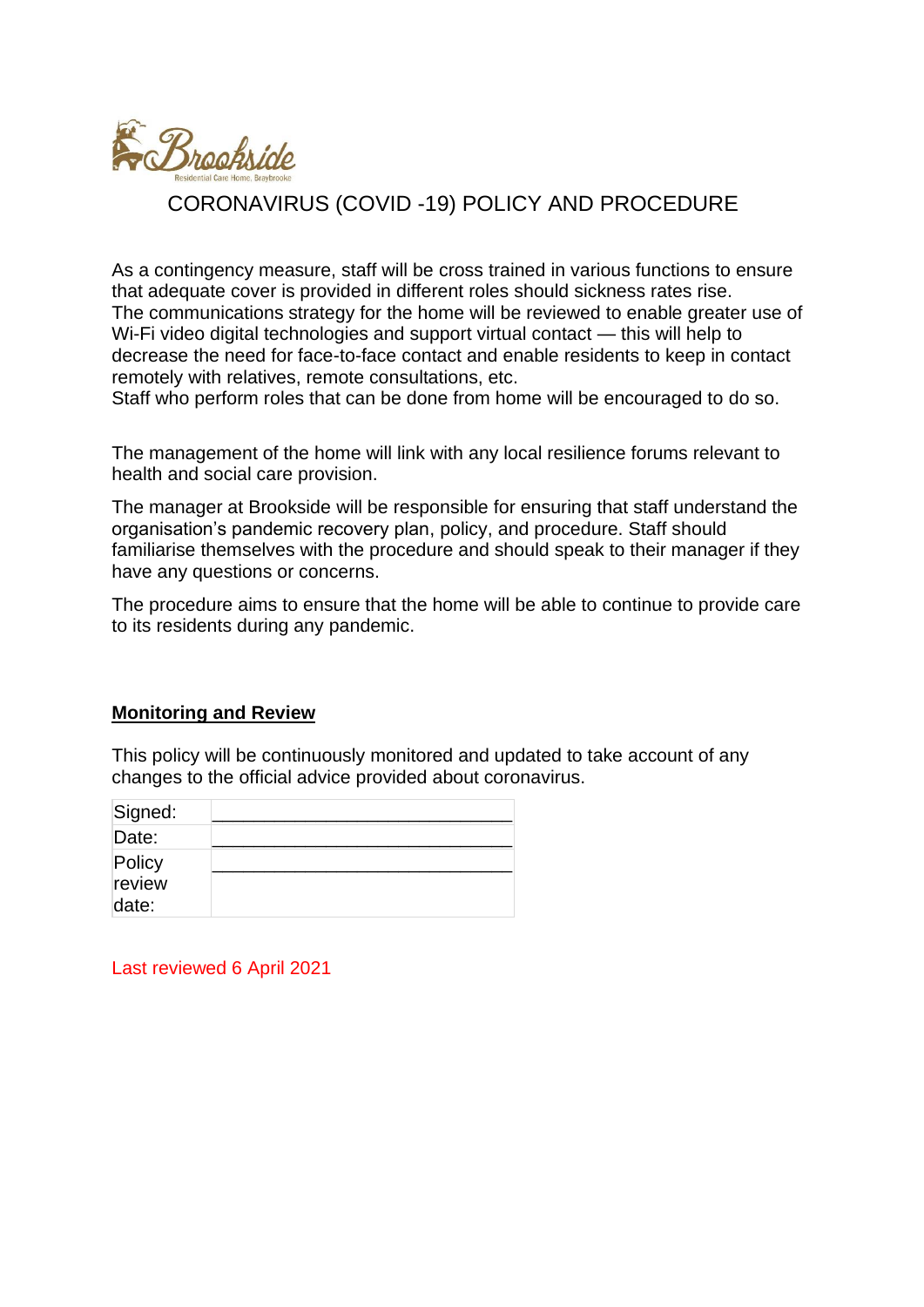CORONAVIRUS (COVID -19) POLICY AND PROCEDURE

As a contingency measure, staff will be cross trained in various functions to ensure that adequate cover is provided in different roles should sickness rates rise.
The communications strategy for the home will be reviewed to enable greater use of Wi-Fi video digital technologies and support virtual contact — this will help to decrease the need for face-to-face contact and enable residents to keep in contact remotely with relatives, remote consultations, etc.
Staff who perform roles that can be done from home will be encouraged to do so.

The management of the home will link with any local resilience forums relevant to health and social care provision.

The manager at Brookside will be responsible for ensuring that staff understand the organisation's pandemic recovery plan, policy, and procedure. Staff should familiarise themselves with the procedure and should speak to their manager if they have any questions or concerns.

The procedure aims to ensure that the home will be able to continue to provide care to its residents during any pandemic.

**Monitoring and Review**

This policy will be continuously monitored and updated to take account of any changes to the official advice provided about coronavirus.

| | |
|---|---|
| Signed: | ____________________________ |
| Date: | ____________________________ |
| Policy review date: | ____________________________ |

Last reviewed 6 April 2021